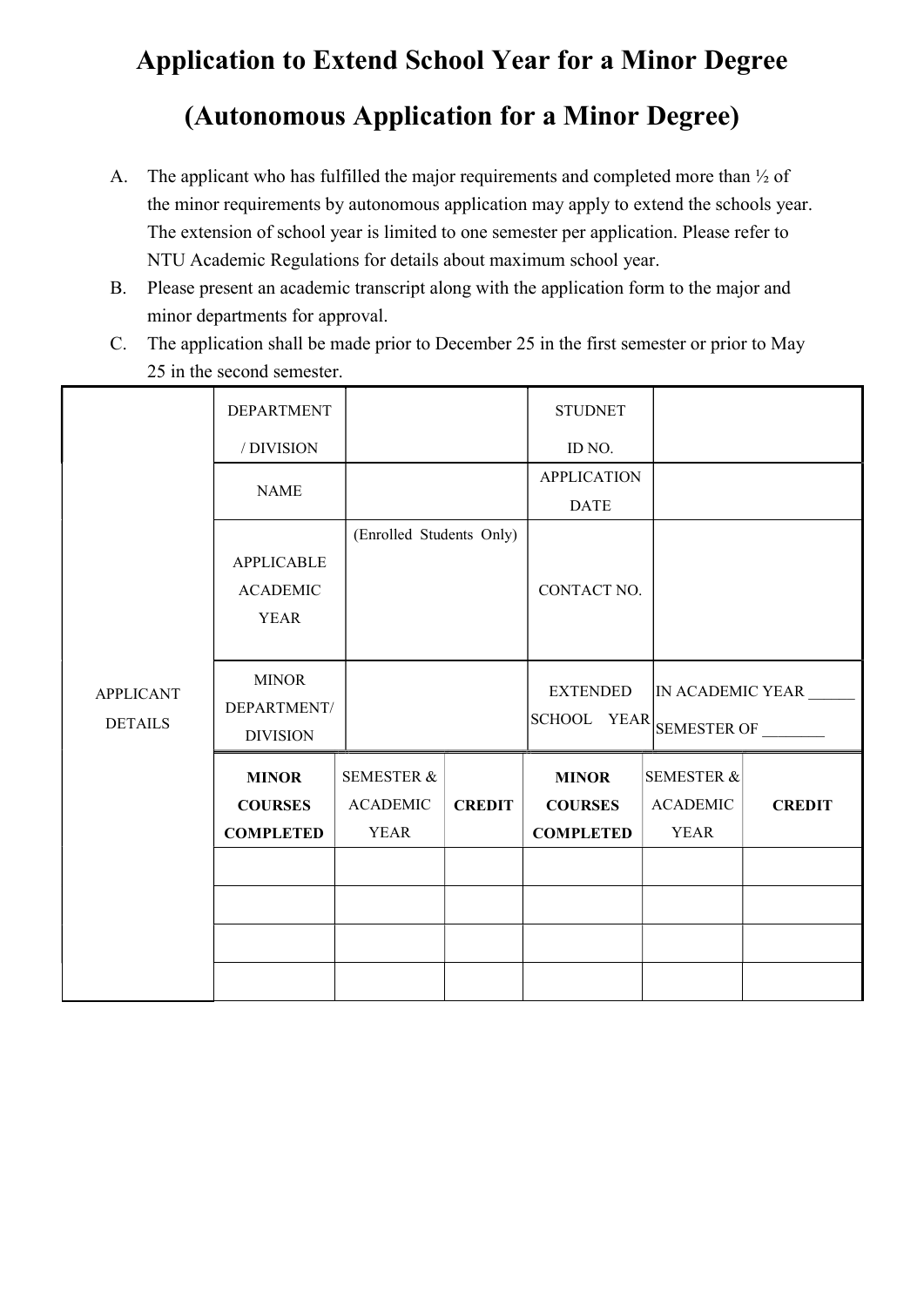# Application to Extend School Year for a Minor Degree

# (Autonomous Application for a Minor Degree)

A. The applicant who has fulfilled the major requirements and completed more than ½ of the minor requirements by autonomous application may apply to extend the schools year. The extension of school year is limited to one semester per application. Please refer to NTU Academic Regulations for details about maximum school year.

B. Please present an academic transcript along with the application form to the major and minor departments for approval.

C. The application shall be made prior to December 25 in the first semester or prior to May 25 in the second semester.

| APPLICANT DETAILS | DEPARTMENT / DIVISION | | | STUDNET ID NO. | | |
|---|---|---|---|---|---|---|
| | NAME | | | APPLICATION DATE | | |
| | APPLICABLE ACADEMIC YEAR | (Enrolled Students Only) | | CONTACT NO. | | |
| | MINOR DEPARTMENT/ DIVISION | | | EXTENDED SCHOOL YEAR | IN ACADEMIC YEAR ______ SEMESTER OF ________ | |
| | **MINOR COURSES COMPLETED** | SEMESTER & ACADEMIC YEAR | **CREDIT** | **MINOR COURSES COMPLETED** | SEMESTER & ACADEMIC YEAR | **CREDIT** |
| | | | | | | |
| | | | | | | |
| | | | | | | |
| | | | | | | |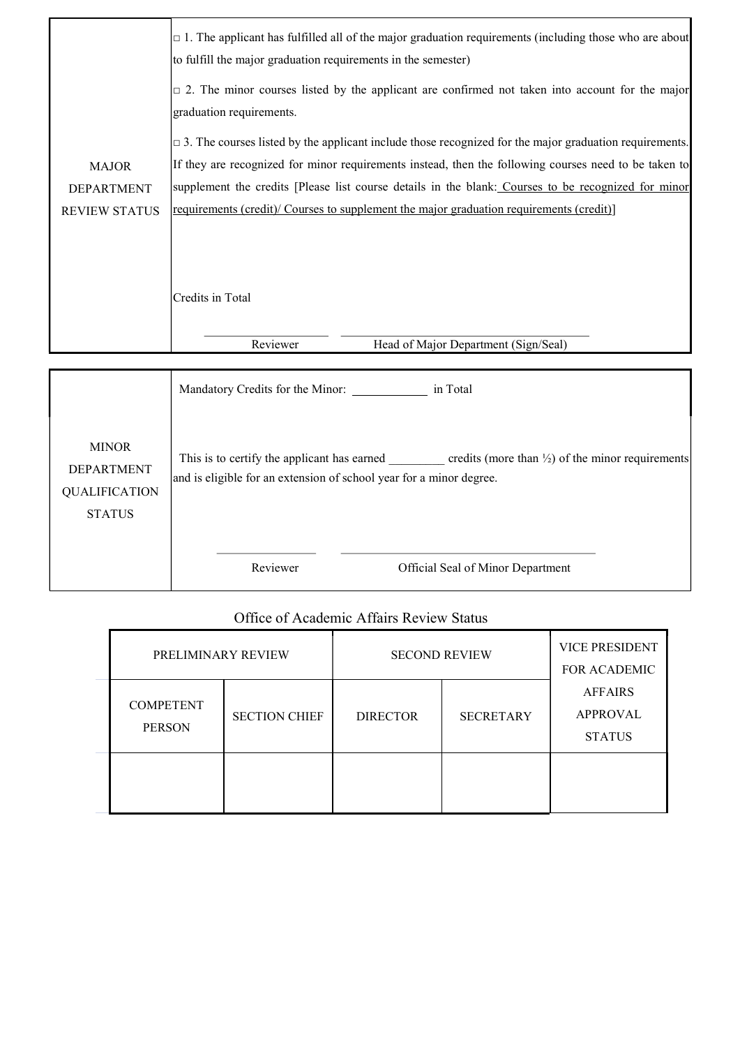| | |
|---|---|
| MAJOR DEPARTMENT REVIEW STATUS | □ 1. The applicant has fulfilled all of the major graduation requirements (including those who are about to fulfill the major graduation requirements in the semester)<br><br>□ 2. The minor courses listed by the applicant are confirmed not taken into account for the major graduation requirements.<br><br>□ 3. The courses listed by the applicant include those recognized for the major graduation requirements. If they are recognized for minor requirements instead, then the following courses need to be taken to supplement the credits [Please list course details in the blank: Courses to be recognized for minor requirements (credit)/ Courses to supplement the major graduation requirements (credit)]<br><br>Credits in Total<br><br>\_\_\_\_\_\_\_\_\_\_\_\_\_\_\_\_\_\_\_\_ \_\_\_\_\_\_\_\_\_\_\_\_\_\_\_\_\_\_\_\_\_\_\_\_\_\_\_\_\_\_\_\_\_\_\_\_\_\_\_\_<br>Reviewer Head of Major Department (Sign/Seal) |

| | |
|---|---|
| MINOR DEPARTMENT QUALIFICATION STATUS | Mandatory Credits for the Minor: \_\_\_\_\_\_\_\_\_\_\_\_ in Total<br><br>This is to certify the applicant has earned \_\_\_\_\_\_\_\_\_ credits (more than ½) of the minor requirements and is eligible for an extension of school year for a minor degree.<br><br>\_\_\_\_\_\_\_\_\_\_\_\_\_\_\_\_ \_\_\_\_\_\_\_\_\_\_\_\_\_\_\_\_\_\_\_\_\_\_\_\_\_\_\_\_\_\_\_\_\_\_\_\_\_\_\_\_<br>Reviewer Official Seal of Minor Department |

## Office of Academic Affairs Review Status

| PRELIMINARY REVIEW | | SECOND REVIEW | | VICE PRESIDENT FOR ACADEMIC AFFAIRS APPROVAL STATUS |
|---|---|---|---|---|
| COMPETENT PERSON | SECTION CHIEF | DIRECTOR | SECRETARY | |
| | | | | |